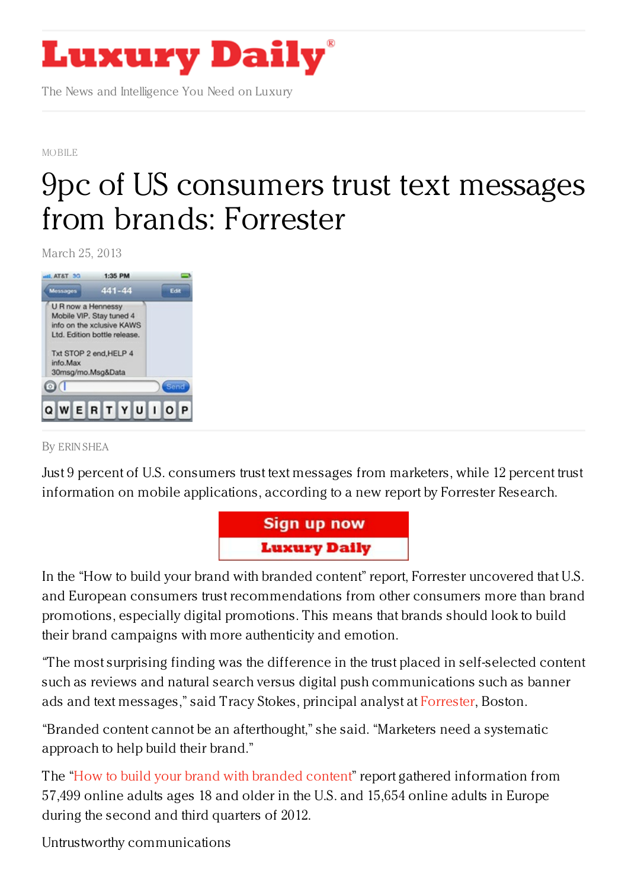# Luxury Daily

The News and Intelligence You Need on Luxury

MOBILE

# 9pc of US consumers trust text messages from brands: Forrester

March 25, 2013

By ERIN SHEA

Just 9 percent of U.S. consumers trust text messages from marketers, while 12 percent trust information on mobile applications, according to a new report by Forrester Research.

In the "How to build your brand with branded content" report, Forrester uncovered that U.S. and European consumers trust recommendations from other consumers more than brand promotions, especially digital promotions. This means that brands should look to build their brand campaigns with more authenticity and emotion.

"The most surprising finding was the difference in the trust placed in self-selected content such as reviews and natural search versus digital push communications such as banner ads and text messages," said Tracy Stokes, principal analyst at Forrester, Boston.

"Branded content cannot be an afterthought," she said. "Marketers need a systematic approach to help build their brand."

The "How to build your brand with branded content" report gathered information from 57,499 online adults ages 18 and older in the U.S. and 15,654 online adults in Europe during the second and third quarters of 2012.

Untrustworthy communications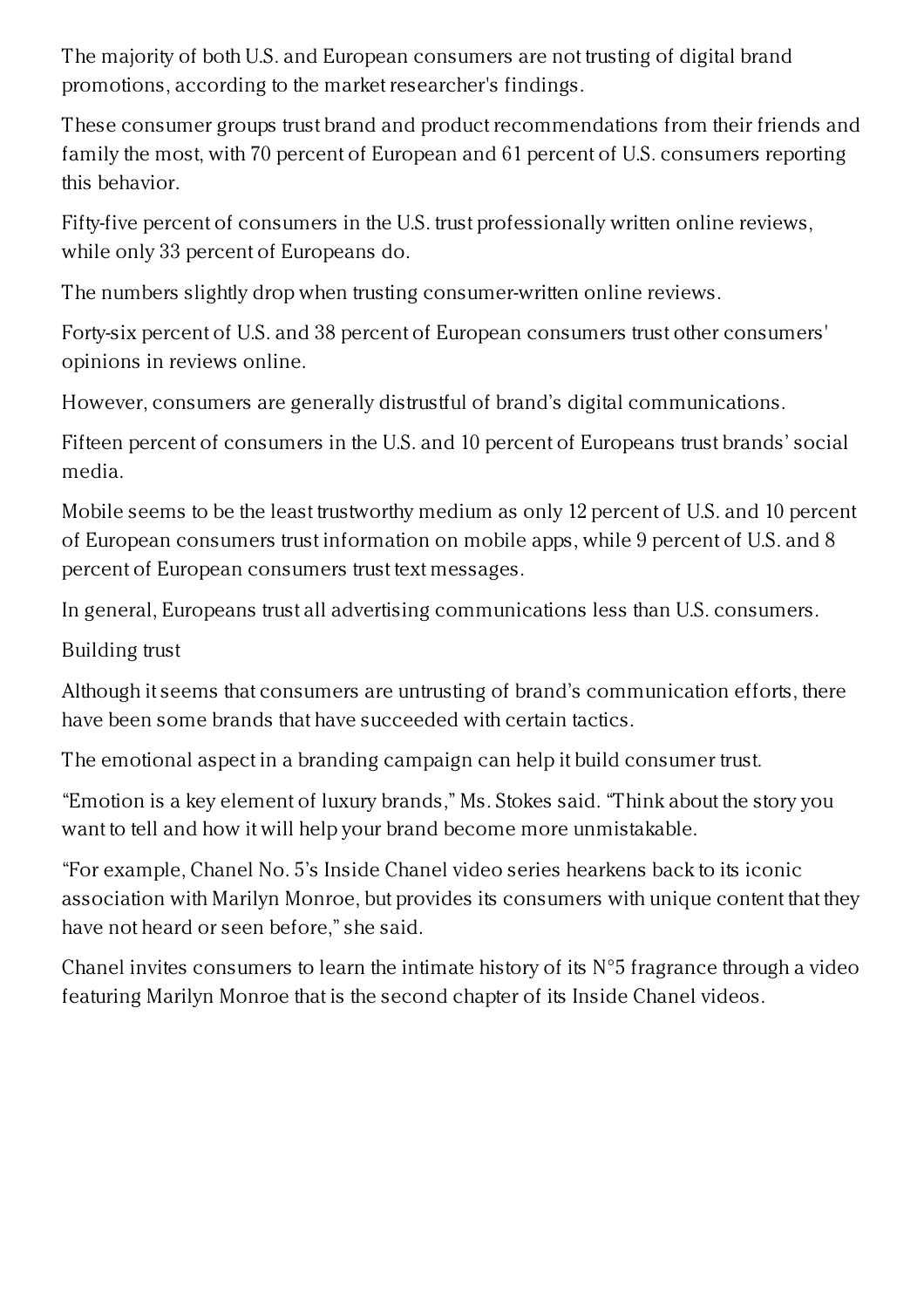The majority of both U.S. and European consumers are not trusting of digital brand promotions, according to the market researcher's findings.

These consumer groups trust brand and product recommendations from their friends and family the most, with 70 percent of European and 61 percent of U.S. consumers reporting this behavior.

Fifty-five percent of consumers in the U.S. trust professionally written online reviews, while only 33 percent of Europeans do.

The numbers slightly drop when trusting consumer-written online reviews.

Forty-six percent of U.S. and 38 percent of European consumers trust other consumers' opinions in reviews online.

However, consumers are generally distrustful of brand's digital communications.

Fifteen percent of consumers in the U.S. and 10 percent of Europeans trust brands' social media.

Mobile seems to be the least trustworthy medium as only 12 percent of U.S. and 10 percent of European consumers trust information on mobile apps, while 9 percent of U.S. and 8 percent of European consumers trust text messages.

In general, Europeans trust all advertising communications less than U.S. consumers.

## Building trust

Although it seems that consumers are untrusting of brand's communication efforts, there have been some brands that have succeeded with certain tactics.

The emotional aspect in a branding campaign can help it build consumer trust.

"Emotion is a key element of luxury brands," Ms. Stokes said. "Think about the story you want to tell and how it will help your brand become more unmistakable.

"For example, Chanel No. 5's Inside Chanel video series hearkens back to its iconic association with Marilyn Monroe, but provides its consumers with unique content that they have not heard or seen before," she said.

Chanel invites consumers to learn the intimate history of its N°5 fragrance through a video featuring Marilyn Monroe that is the second chapter of its Inside Chanel videos.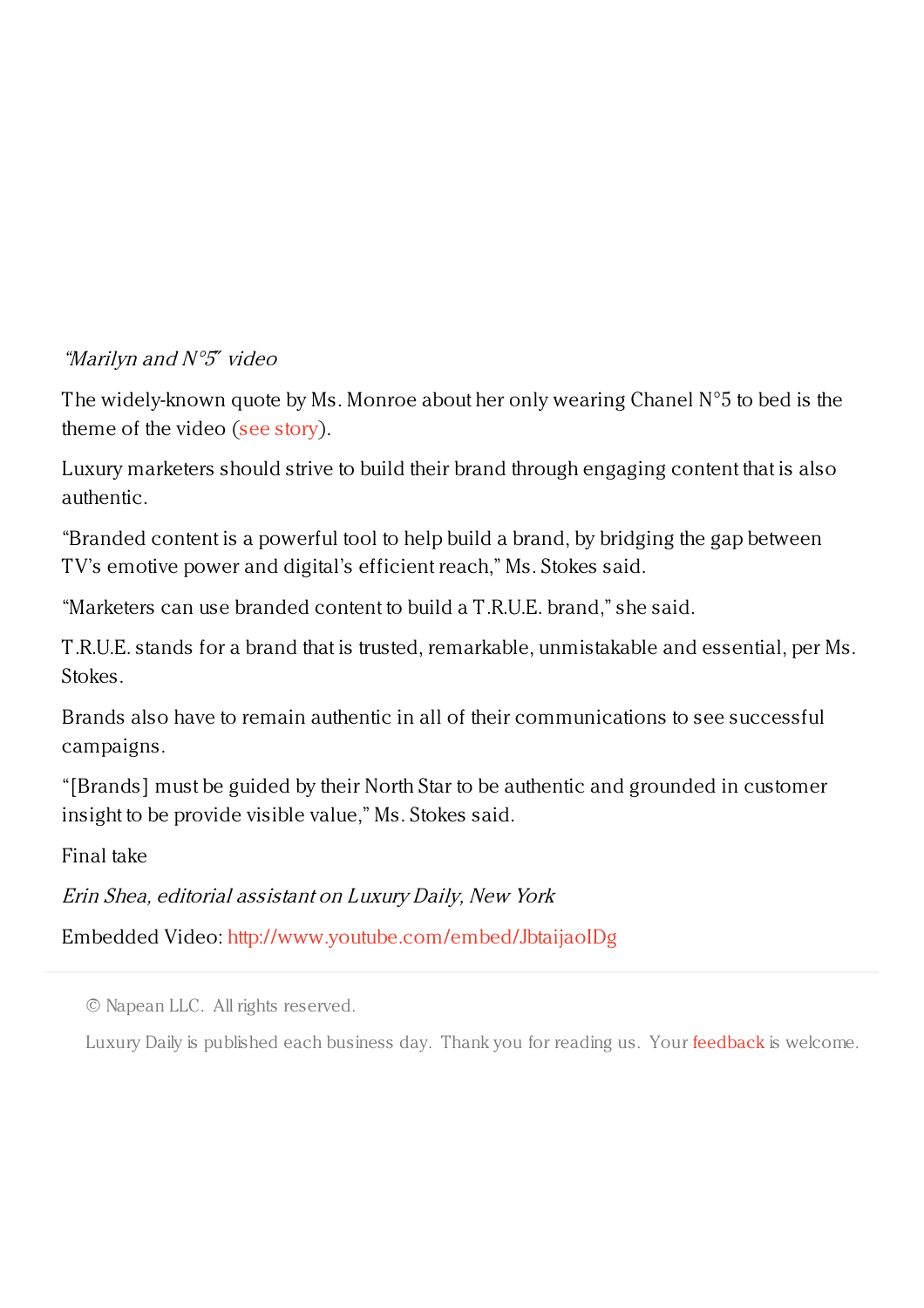*"Marilyn and N°5" video*

The widely-known quote by Ms. Monroe about her only wearing Chanel N°5 to bed is the theme of the video (see story).

Luxury marketers should strive to build their brand through engaging content that is also authentic.

"Branded content is a powerful tool to help build a brand, by bridging the gap between TV's emotive power and digital's efficient reach," Ms. Stokes said.

"Marketers can use branded content to build a T.R.U.E. brand," she said.

T.R.U.E. stands for a brand that is trusted, remarkable, unmistakable and essential, per Ms. Stokes.

Brands also have to remain authentic in all of their communications to see successful campaigns.

"[Brands] must be guided by their North Star to be authentic and grounded in customer insight to be provide visible value," Ms. Stokes said.

Final take

*Erin Shea, editorial assistant on Luxury Daily, New York*

Embedded Video: http://www.youtube.com/embed/JbtaijaoIDg

© Napean LLC. All rights reserved.

Luxury Daily is published each business day. Thank you for reading us. Your feedback is welcome.